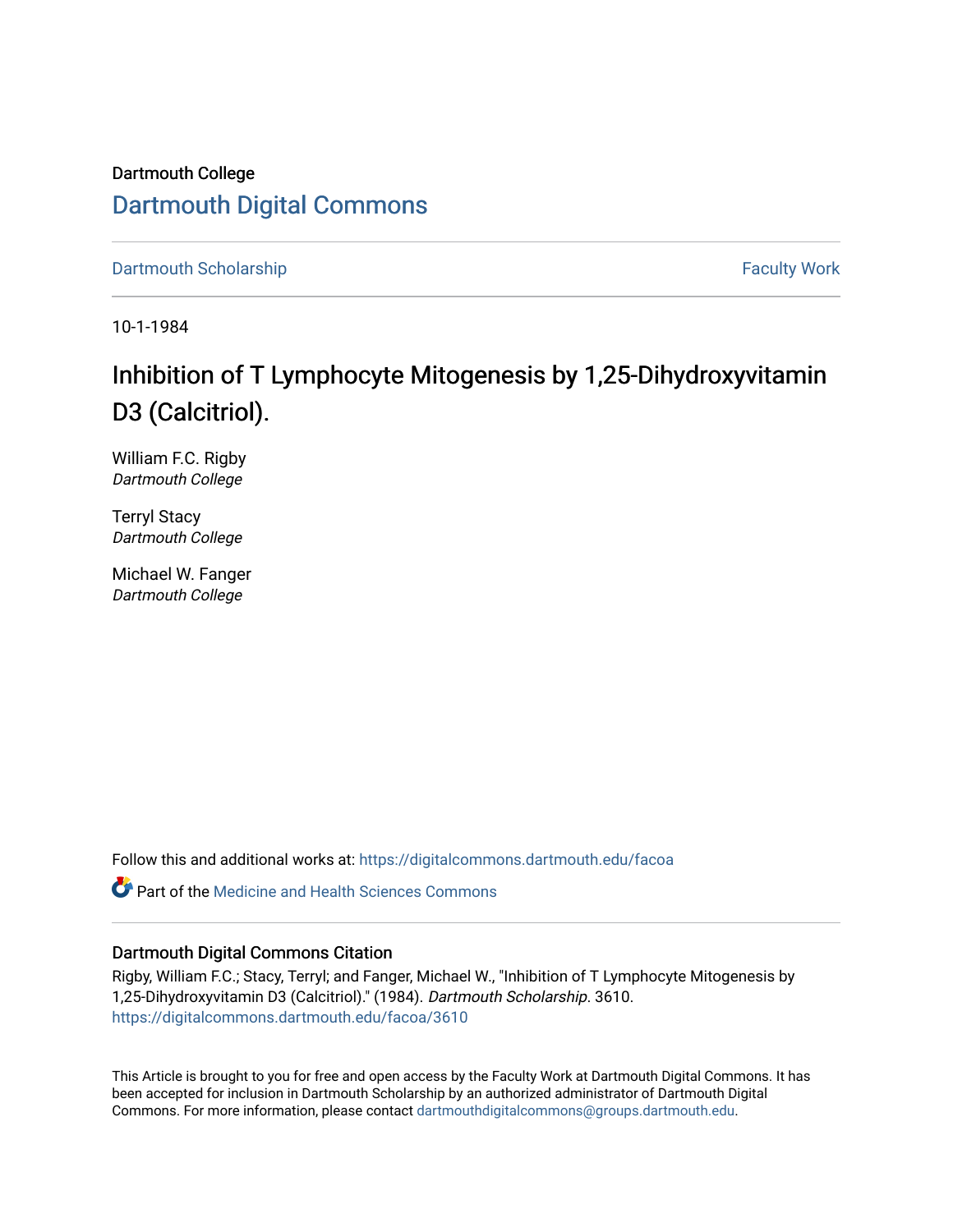Dartmouth College

# Dartmouth Digital Commons

Dartmouth Scholarship | Faculty Work

10-1-1984

# Inhibition of T Lymphocyte Mitogenesis by 1,25-Dihydroxyvitamin D3 (Calcitriol).

William F.C. Rigby
*Dartmouth College*

Terryl Stacy
*Dartmouth College*

Michael W. Fanger
*Dartmouth College*

Follow this and additional works at: https://digitalcommons.dartmouth.edu/facoa

Part of the Medicine and Health Sciences Commons

## Dartmouth Digital Commons Citation

Rigby, William F.C.; Stacy, Terryl; and Fanger, Michael W., "Inhibition of T Lymphocyte Mitogenesis by 1,25-Dihydroxyvitamin D3 (Calcitriol)." (1984). *Dartmouth Scholarship.* 3610.
https://digitalcommons.dartmouth.edu/facoa/3610

This Article is brought to you for free and open access by the Faculty Work at Dartmouth Digital Commons. It has been accepted for inclusion in Dartmouth Scholarship by an authorized administrator of Dartmouth Digital Commons. For more information, please contact dartmouthdigitalcommons@groups.dartmouth.edu.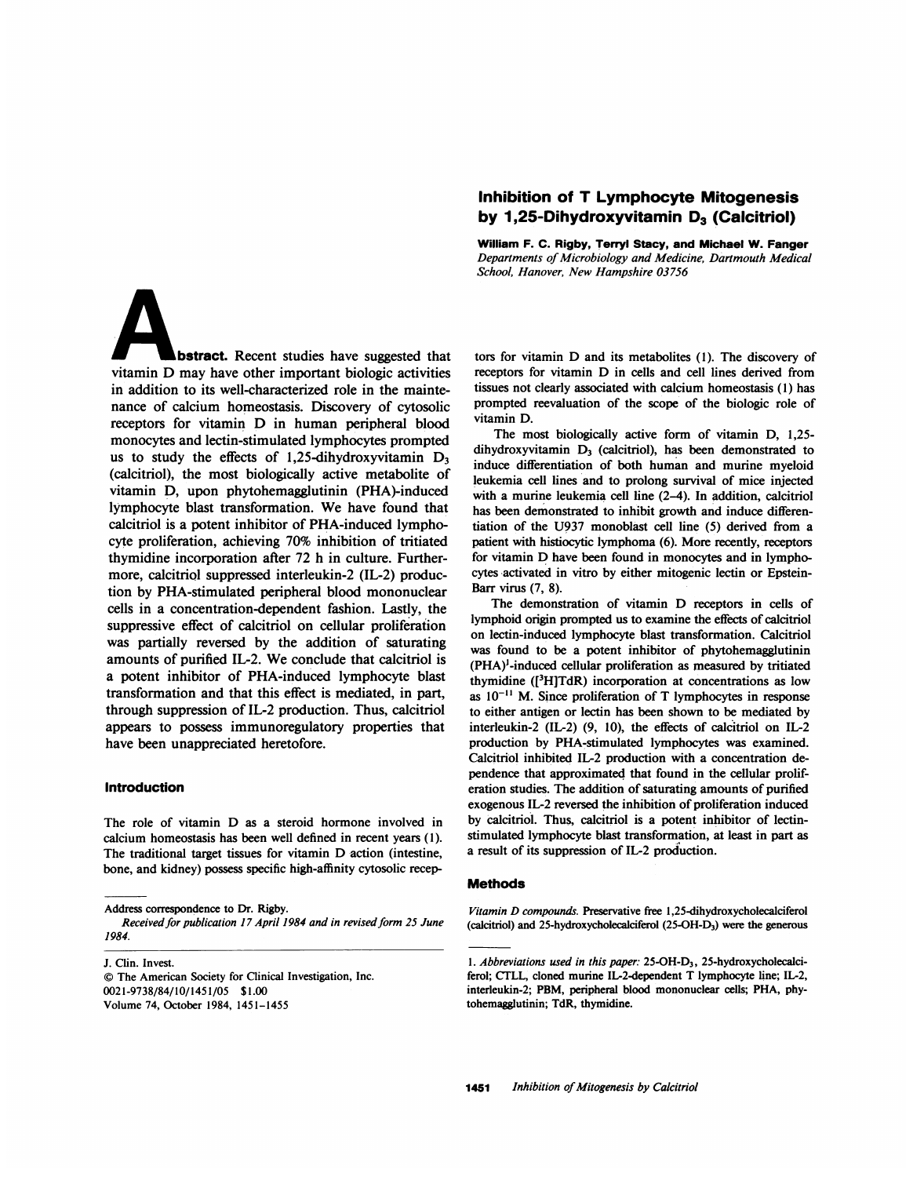# Inhibition of T Lymphocyte Mitogenesis by 1,25-Dihydroxyvitamin $D_3$ (Calcitriol)

**William F. C. Rigby, Terryl Stacy, and Michael W. Fanger**
*Departments of Microbiology and Medicine, Dartmouth Medical School, Hanover, New Hampshire 03756*

**Abstract.** Recent studies have suggested that vitamin D may have other important biologic activities in addition to its well-characterized role in the maintenance of calcium homeostasis. Discovery of cytosolic receptors for vitamin D in human peripheral blood monocytes and lectin-stimulated lymphocytes prompted us to study the effects of 1,25-dihydroxyvitamin $D_3$ (calcitriol), the most biologically active metabolite of vitamin D, upon phytohemagglutinin (PHA)-induced lymphocyte blast transformation. We have found that calcitriol is a potent inhibitor of PHA-induced lymphocyte proliferation, achieving 70% inhibition of tritiated thymidine incorporation after 72 h in culture. Furthermore, calcitriol suppressed interleukin-2 (IL-2) production by PHA-stimulated peripheral blood mononuclear cells in a concentration-dependent fashion. Lastly, the suppressive effect of calcitriol on cellular proliferation was partially reversed by the addition of saturating amounts of purified IL-2. We conclude that calcitriol is a potent inhibitor of PHA-induced lymphocyte blast transformation and that this effect is mediated, in part, through suppression of IL-2 production. Thus, calcitriol appears to possess immunoregulatory properties that have been unappreciated heretofore.

## Introduction

The role of vitamin D as a steroid hormone involved in calcium homeostasis has been well defined in recent years (1). The traditional target tissues for vitamin D action (intestine, bone, and kidney) possess specific high-affinity cytosolic receptors for vitamin D and its metabolites (1). The discovery of receptors for vitamin D in cells and cell lines derived from tissues not clearly associated with calcium homeostasis (1) has prompted reevaluation of the scope of the biologic role of vitamin D.

The most biologically active form of vitamin D, 1,25-dihydroxyvitamin $D_3$ (calcitriol), has been demonstrated to induce differentiation of both human and murine myeloid leukemia cell lines and to prolong survival of mice injected with a murine leukemia cell line (2–4). In addition, calcitriol has been demonstrated to inhibit growth and induce differentiation of the U937 monoblast cell line (5) derived from a patient with histiocytic lymphoma (6). More recently, receptors for vitamin D have been found in monocytes and in lymphocytes activated in vitro by either mitogenic lectin or Epstein-Barr virus (7, 8).

The demonstration of vitamin D receptors in cells of lymphoid origin prompted us to examine the effects of calcitriol on lectin-induced lymphocyte blast transformation. Calcitriol was found to be a potent inhibitor of phytohemagglutinin (PHA)[1]-induced cellular proliferation as measured by tritiated thymidine ($[^3H]$TdR) incorporation at concentrations as low as $10^{-11}$ M. Since proliferation of T lymphocytes in response to either antigen or lectin has been shown to be mediated by interleukin-2 (IL-2) (9, 10), the effects of calcitriol on IL-2 production by PHA-stimulated lymphocytes was examined. Calcitriol inhibited IL-2 production with a concentration dependence that approximated that found in the cellular proliferation studies. The addition of saturating amounts of purified exogenous IL-2 reversed the inhibition of proliferation induced by calcitriol. Thus, calcitriol is a potent inhibitor of lectin-stimulated lymphocyte blast transformation, at least in part as a result of its suppression of IL-2 production.

## Methods

*Vitamin D compounds.* Preservative free 1,25-dihydroxycholecalciferol (calcitriol) and 25-hydroxycholecalciferol (25-OH-$D_3$) were the generous

---

Address correspondence to Dr. Rigby.

*Received for publication 17 April 1984 and in revised form 25 June 1984.*

J. Clin. Invest.
© The American Society for Clinical Investigation, Inc.
0021-9738/84/10/1451/05 $1.00
Volume 74, October 1984, 1451–1455

1. *Abbreviations used in this paper:* 25-OH-$D_3$, 25-hydroxycholecalciferol; CTLL, cloned murine IL-2-dependent T lymphocyte line; IL-2, interleukin-2; PBM, peripheral blood mononuclear cells; PHA, phytohemagglutinin; TdR, thymidine.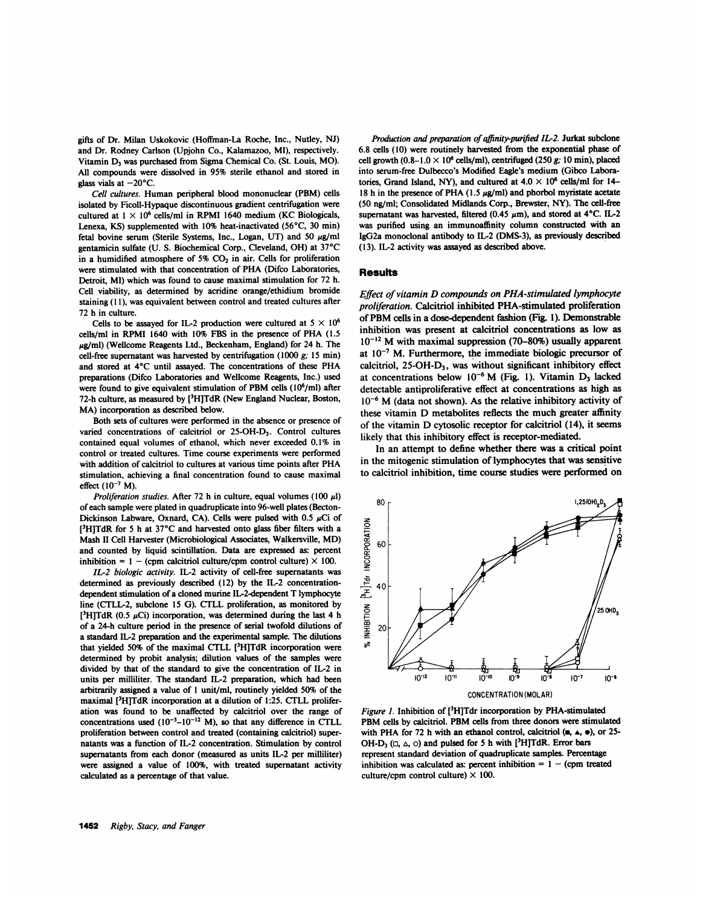gifts of Dr. Milan Uskokovic (Hoffman-La Roche, Inc., Nutley, NJ) and Dr. Rodney Carlson (Upjohn Co., Kalamazoo, MI), respectively. Vitamin $D_3$ was purchased from Sigma Chemical Co. (St. Louis, MO). All compounds were dissolved in 95% sterile ethanol and stored in glass vials at −20°C.

*Cell cultures.* Human peripheral blood mononuclear (PBM) cells isolated by Ficoll-Hypaque discontinuous gradient centrifugation were cultured at $1 \times 10^6$ cells/ml in RPMI 1640 medium (KC Biologicals, Lenexa, KS) supplemented with 10% heat-inactivated (56°C, 30 min) fetal bovine serum (Sterile Systems, Inc., Logan, UT) and 50 μg/ml gentamicin sulfate (U. S. Biochemical Corp., Cleveland, OH) at 37°C in a humidified atmosphere of 5% $CO_2$ in air. Cells for proliferation were stimulated with that concentration of PHA (Difco Laboratories, Detroit, MI) which was found to cause maximal stimulation for 72 h. Cell viability, as determined by acridine orange/ethidium bromide staining (11), was equivalent between control and treated cultures after 72 h in culture.

Cells to be assayed for IL-2 production were cultured at $5 \times 10^6$ cells/ml in RPMI 1640 with 10% FBS in the presence of PHA (1.5 μg/ml) (Wellcome Reagents Ltd., Beckenham, England) for 24 h. The cell-free supernatant was harvested by centrifugation (1000 *g*; 15 min) and stored at 4°C until assayed. The concentrations of these PHA preparations (Difco Laboratories and Wellcome Reagents, Inc.) used were found to give equivalent stimulation of PBM cells ($10^6$/ml) after 72-h culture, as measured by [$^3$H]TdR (New England Nuclear, Boston, MA) incorporation as described below.

Both sets of cultures were performed in the absence or presence of varied concentrations of calcitriol or 25-OH-$D_3$. Control cultures contained equal volumes of ethanol, which never exceeded 0.1% in control or treated cultures. Time course experiments were performed with addition of calcitriol to cultures at various time points after PHA stimulation, achieving a final concentration found to cause maximal effect ($10^{-7}$ M).

*Proliferation studies.* After 72 h in culture, equal volumes (100 μl) of each sample were plated in quadruplicate into 96-well plates (Becton-Dickinson Labware, Oxnard, CA). Cells were pulsed with 0.5 μCi of [$^3$H]TdR for 5 h at 37°C and harvested onto glass fiber filters with a Mash II Cell Harvester (Microbiological Associates, Walkersville, MD) and counted by liquid scintillation. Data are expressed as: percent inhibition = 1 − (cpm calcitriol culture/cpm control culture) × 100.

*IL-2 biologic activity.* IL-2 activity of cell-free supernatants was determined as previously described (12) by the IL-2 concentration-dependent stimulation of a cloned murine IL-2-dependent T lymphocyte line (CTLL-2, subclone 15 G). CTLL proliferation, as monitored by [$^3$H]TdR (0.5 μCi) incorporation, was determined during the last 4 h of a 24-h culture period in the presence of serial twofold dilutions of a standard IL-2 preparation and the experimental sample. The dilutions that yielded 50% of the maximal CTLL [$^3$H]TdR incorporation were determined by probit analysis; dilution values of the samples were divided by that of the standard to give the concentration of IL-2 in units per milliliter. The standard IL-2 preparation, which had been arbitrarily assigned a value of 1 unit/ml, routinely yielded 50% of the maximal [$^3$H]TdR incorporation at a dilution of 1:25. CTLL proliferation was found to be unaffected by calcitriol over the range of concentrations used ($10^{-5}$–$10^{-12}$ M), so that any difference in CTLL proliferation between control and treated (containing calcitriol) supernatants was a function of IL-2 concentration. Stimulation by control supernatants from each donor (measured as units IL-2 per milliliter) were assigned a value of 100%, with treated supernatant activity calculated as a percentage of that value.

*Production and preparation of affinity-purified IL-2.* Jurkat subclone 6.8 cells (10) were routinely harvested from the exponential phase of cell growth (0.8–1.0 × $10^6$ cells/ml), centrifuged (250 *g*; 10 min), placed into serum-free Dulbecco's Modified Eagle's medium (Gibco Laboratories, Grand Island, NY), and cultured at $4.0 \times 10^6$ cells/ml for 14–18 h in the presence of PHA (1.5 μg/ml) and phorbol myristate acetate (50 ng/ml; Consolidated Midlands Corp., Brewster, NY). The cell-free supernatant was harvested, filtered (0.45 μm), and stored at 4°C. IL-2 was purified using an immunoaffinity column constructed with an IgG2a monoclonal antibody to IL-2 (DMS-3), as previously described (13). IL-2 activity was assayed as described above.

## Results

*Effect of vitamin D compounds on PHA-stimulated lymphocyte proliferation.* Calcitriol inhibited PHA-stimulated proliferation of PBM cells in a dose-dependent fashion (Fig. 1). Demonstrable inhibition was present at calcitriol concentrations as low as $10^{-12}$ M with maximal suppression (70–80%) usually apparent at $10^{-7}$ M. Furthermore, the immediate biologic precursor of calcitriol, 25-OH-$D_3$, was without significant inhibitory effect at concentrations below $10^{-6}$ M (Fig. 1). Vitamin $D_3$ lacked detectable antiproliferative effect at concentrations as high as $10^{-6}$ M (data not shown). As the relative inhibitory activity of these vitamin D metabolites reflects the much greater affinity of the vitamin D cytosolic receptor for calcitriol (14), it seems likely that this inhibitory effect is receptor-mediated.

In an attempt to define whether there was a critical point in the mitogenic stimulation of lymphocytes that was sensitive to calcitriol inhibition, time course studies were performed on

*Figure 1.* Inhibition of [$^3$H]Tdr incorporation by PHA-stimulated PBM cells by calcitriol. PBM cells from three donors were stimulated with PHA for 72 h with an ethanol control, calcitriol (■, ▲, ●), or 25-OH-$D_3$ (□, △, ○) and pulsed for 5 h with [$^3$H]TdR. Error bars represent standard deviation of quadruplicate samples. Percentage inhibition was calculated as: percent inhibition = 1 − (cpm treated culture/cpm control culture) × 100.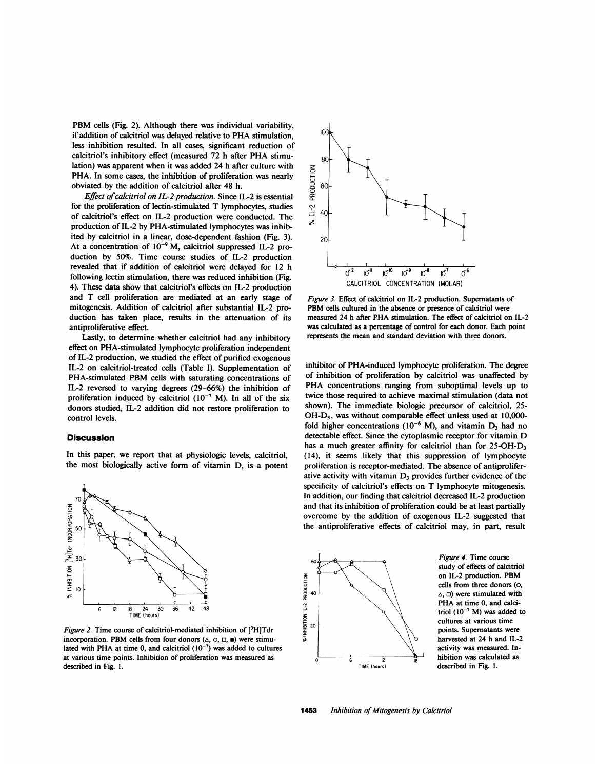PBM cells (Fig. 2). Although there was individual variability, if addition of calcitriol was delayed relative to PHA stimulation, less inhibition resulted. In all cases, significant reduction of calcitriol's inhibitory effect (measured 72 h after PHA stimulation) was apparent when it was added 24 h after culture with PHA. In some cases, the inhibition of proliferation was nearly obviated by the addition of calcitriol after 48 h.

*Effect of calcitriol on IL-2 production.* Since IL-2 is essential for the proliferation of lectin-stimulated T lymphocytes, studies of calcitriol's effect on IL-2 production were conducted. The production of IL-2 by PHA-stimulated lymphocytes was inhibited by calcitriol in a linear, dose-dependent fashion (Fig. 3). At a concentration of $10^{-9}$ M, calcitriol suppressed IL-2 production by 50%. Time course studies of IL-2 production revealed that if addition of calcitriol were delayed for 12 h following lectin stimulation, there was reduced inhibition (Fig. 4). These data show that calcitriol's effects on IL-2 production and T cell proliferation are mediated at an early stage of mitogenesis. Addition of calcitriol after substantial IL-2 production has taken place, results in the attenuation of its antiproliferative effect.

Lastly, to determine whether calcitriol had any inhibitory effect on PHA-stimulated lymphocyte proliferation independent of IL-2 production, we studied the effect of purified exogenous IL-2 on calcitriol-treated cells (Table I). Supplementation of PHA-stimulated PBM cells with saturating concentrations of IL-2 reversed to varying degrees (29–66%) the inhibition of proliferation induced by calcitriol ($10^{-7}$ M). In all of the six donors studied, IL-2 addition did not restore proliferation to control levels.

## Discussion

In this paper, we report that at physiologic levels, calcitriol, the most biologically active form of vitamin D, is a potent inhibitor of PHA-induced lymphocyte proliferation. The degree of inhibition of proliferation by calcitriol was unaffected by PHA concentrations ranging from suboptimal levels up to twice those required to achieve maximal stimulation (data not shown). The immediate biologic precursor of calcitriol, 25-OH-$D_3$, was without comparable effect unless used at 10,000-fold higher concentrations ($10^{-6}$ M), and vitamin $D_3$ had no detectable effect. Since the cytoplasmic receptor for vitamin D has a much greater affinity for calcitriol than for 25-OH-$D_3$ (14), it seems likely that this suppression of lymphocyte proliferation is receptor-mediated. The absence of antiproliferative activity with vitamin $D_3$ provides further evidence of the specificity of calcitriol's effects on T lymphocyte mitogenesis. In addition, our finding that calcitriol decreased IL-2 production and that its inhibition of proliferation could be at least partially overcome by the addition of exogenous IL-2 suggested that the antiproliferative effects of calcitriol may, in part, result

*Figure 2.* Time course of calcitriol-mediated inhibition of [$^3$H]Tdr incorporation. PBM cells from four donors (△, ○, □, ■) were stimulated with PHA at time 0, and calcitriol ($10^{-7}$) was added to cultures at various time points. Inhibition of proliferation was measured as described in Fig. 1.

*Figure 3.* Effect of calcitriol on IL-2 production. Supernatants of PBM cells cultured in the absence or presence of calcitriol were measured 24 h after PHA stimulation. The effect of calcitriol on IL-2 was calculated as a percentage of control for each donor. Each point represents the mean and standard deviation with three donors.

*Figure 4.* Time course study of effects of calcitriol on IL-2 production. PBM cells from three donors (○, △, □) were stimulated with PHA at time 0, and calcitriol ($10^{-7}$ M) was added to cultures at various time points. Supernatants were harvested at 24 h and IL-2 activity was measured. Inhibition was calculated as described in Fig. 1.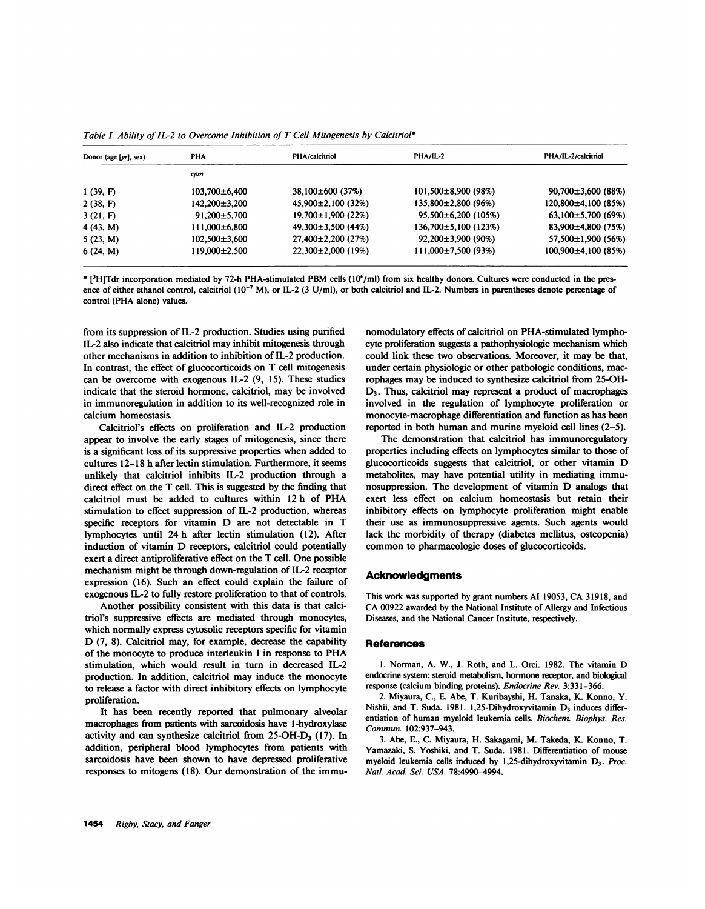*Table I. Ability of IL-2 to Overcome Inhibition of T Cell Mitogenesis by Calcitriol**

| Donor (age [yr], sex) | PHA | PHA/calcitriol | PHA/IL-2 | PHA/IL-2/calcitriol |
|---|---|---|---|---|
| | *cpm* | | | |
| 1 (39, F) | 103,700±6,400 | 38,100±600 (37%) | 101,500±8,900 (98%) | 90,700±3,600 (88%) |
| 2 (38, F) | 142,200±3,200 | 45,900±2,100 (32%) | 135,800±2,800 (96%) | 120,800±4,100 (85%) |
| 3 (21, F) | 91,200±5,700 | 19,700±1,900 (22%) | 95,500±6,200 (105%) | 63,100±5,700 (69%) |
| 4 (43, M) | 111,000±6,800 | 49,300±3,500 (44%) | 136,700±5,100 (123%) | 83,900±4,800 (75%) |
| 5 (23, M) | 102,500±3,600 | 27,400±2,200 (27%) | 92,200±3,900 (90%) | 57,500±1,900 (56%) |
| 6 (24, M) | 119,000±2,500 | 22,300±2,000 (19%) | 111,000±7,500 (93%) | 100,900±4,100 (85%) |

* [$^3$H]Tdr incorporation mediated by 72-h PHA-stimulated PBM cells ($10^6$/ml) from six healthy donors. Cultures were conducted in the presence of either ethanol control, calcitriol ($10^{-7}$ M), or IL-2 (3 U/ml), or both calcitriol and IL-2. Numbers in parentheses denote percentage of control (PHA alone) values.

from its suppression of IL-2 production. Studies using purified IL-2 also indicate that calcitriol may inhibit mitogenesis through other mechanisms in addition to inhibition of IL-2 production. In contrast, the effect of glucocorticoids on T cell mitogenesis can be overcome with exogenous IL-2 (9, 15). These studies indicate that the steroid hormone, calcitriol, may be involved in immunoregulation in addition to its well-recognized role in calcium homeostasis.

Calcitriol's effects on proliferation and IL-2 production appear to involve the early stages of mitogenesis, since there is a significant loss of its suppressive properties when added to cultures 12–18 h after lectin stimulation. Furthermore, it seems unlikely that calcitriol inhibits IL-2 production through a direct effect on the T cell. This is suggested by the finding that calcitriol must be added to cultures within 12 h of PHA stimulation to effect suppression of IL-2 production, whereas specific receptors for vitamin D are not detectable in T lymphocytes until 24 h after lectin stimulation (12). After induction of vitamin D receptors, calcitriol could potentially exert a direct antiproliferative effect on the T cell. One possible mechanism might be through down-regulation of IL-2 receptor expression (16). Such an effect could explain the failure of exogenous IL-2 to fully restore proliferation to that of controls.

Another possibility consistent with this data is that calcitriol's suppressive effects are mediated through monocytes, which normally express cytosolic receptors specific for vitamin D (7, 8). Calcitriol may, for example, decrease the capability of the monocyte to produce interleukin I in response to PHA stimulation, which would result in turn in decreased IL-2 production. In addition, calcitriol may induce the monocyte to release a factor with direct inhibitory effects on lymphocyte proliferation.

It has been recently reported that pulmonary alveolar macrophages from patients with sarcoidosis have 1-hydroxylase activity and can synthesize calcitriol from 25-OH-$D_3$ (17). In addition, peripheral blood lymphocytes from patients with sarcoidosis have been shown to have depressed proliferative responses to mitogens (18). Our demonstration of the immunomodulatory effects of calcitriol on PHA-stimulated lymphocyte proliferation suggests a pathophysiologic mechanism which could link these two observations. Moreover, it may be that, under certain physiologic or other pathologic conditions, macrophages may be induced to synthesize calcitriol from 25-OH-$D_3$. Thus, calcitriol may represent a product of macrophages involved in the regulation of lymphocyte proliferation or monocyte-macrophage differentiation and function as has been reported in both human and murine myeloid cell lines (2–5).

The demonstration that calcitriol has immunoregulatory properties including effects on lymphocytes similar to those of glucocorticoids suggests that calcitriol, or other vitamin D metabolites, may have potential utility in mediating immunosuppression. The development of vitamin D analogs that exert less effect on calcium homeostasis but retain their inhibitory effects on lymphocyte proliferation might enable their use as immunosuppressive agents. Such agents would lack the morbidity of therapy (diabetes mellitus, osteopenia) common to pharmacologic doses of glucocorticoids.

## Acknowledgments

This work was supported by grant numbers AI 19053, CA 31918, and CA 00922 awarded by the National Institute of Allergy and Infectious Diseases, and the National Cancer Institute, respectively.

## References

1. Norman, A. W., J. Roth, and L. Orci. 1982. The vitamin D endocrine system: steroid metabolism, hormone receptor, and biological response (calcium binding proteins). *Endocrine Rev.* 3:331–366.

2. Miyaura, C., E. Abe, T. Kuribayshi, H. Tanaka, K. Konno, Y. Nishii, and T. Suda. 1981. 1,25-Dihydroxyvitamin $D_3$ induces differentiation of human myeloid leukemia cells. *Biochem. Biophys. Res. Commun.* 102:937–943.

3. Abe, E., C. Miyaura, H. Sakagami, M. Takeda, K. Konno, T. Yamazaki, S. Yoshiki, and T. Suda. 1981. Differentiation of mouse myeloid leukemia cells induced by 1,25-dihydroxyvitamin $D_3$. *Proc. Natl. Acad. Sci. USA.* 78:4990–4994.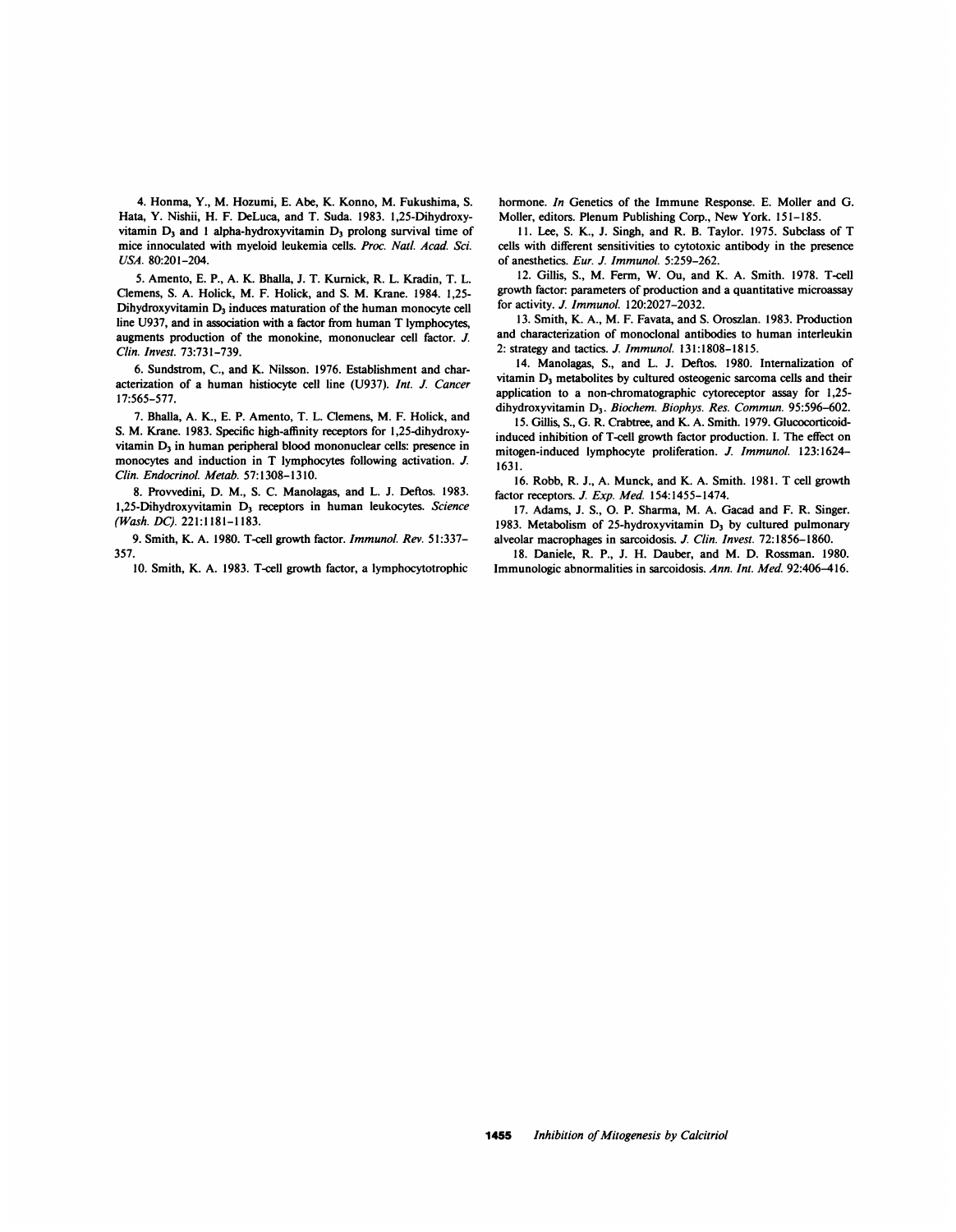4. Honma, Y., M. Hozumi, E. Abe, K. Konno, M. Fukushima, S. Hata, Y. Nishii, H. F. DeLuca, and T. Suda. 1983. 1,25-Dihydroxyvitamin $D_3$ and 1 alpha-hydroxyvitamin $D_3$ prolong survival time of mice innoculated with myeloid leukemia cells. *Proc. Natl. Acad. Sci. USA.* 80:201–204.

5. Amento, E. P., A. K. Bhalla, J. T. Kurnick, R. L. Kradin, T. L. Clemens, S. A. Holick, M. F. Holick, and S. M. Krane. 1984. 1,25-Dihydroxyvitamin $D_3$ induces maturation of the human monocyte cell line U937, and in association with a factor from human T lymphocytes, augments production of the monokine, mononuclear cell factor. *J. Clin. Invest.* 73:731–739.

6. Sundstrom, C., and K. Nilsson. 1976. Establishment and characterization of a human histiocyte cell line (U937). *Int. J. Cancer* 17:565–577.

7. Bhalla, A. K., E. P. Amento, T. L. Clemens, M. F. Holick, and S. M. Krane. 1983. Specific high-affinity receptors for 1,25-dihydroxyvitamin $D_3$ in human peripheral blood mononuclear cells: presence in monocytes and induction in T lymphocytes following activation. *J. Clin. Endocrinol. Metab.* 57:1308–1310.

8. Provvedini, D. M., S. C. Manolagas, and L. J. Deftos. 1983. 1,25-Dihydroxyvitamin $D_3$ receptors in human leukocytes. *Science (Wash. DC).* 221:1181–1183.

9. Smith, K. A. 1980. T-cell growth factor. *Immunol. Rev.* 51:337–357.

10. Smith, K. A. 1983. T-cell growth factor, a lymphocytotrophic hormone. *In* Genetics of the Immune Response. E. Moller and G. Moller, editors. Plenum Publishing Corp., New York. 151–185.

11. Lee, S. K., J. Singh, and R. B. Taylor. 1975. Subclass of T cells with different sensitivities to cytotoxic antibody in the presence of anesthetics. *Eur. J. Immunol.* 5:259–262.

12. Gillis, S., M. Ferm, W. Ou, and K. A. Smith. 1978. T-cell growth factor: parameters of production and a quantitative microassay for activity. *J. Immunol.* 120:2027–2032.

13. Smith, K. A., M. F. Favata, and S. Oroszlan. 1983. Production and characterization of monoclonal antibodies to human interleukin 2: strategy and tactics. *J. Immunol.* 131:1808–1815.

14. Manolagas, S., and L. J. Deftos. 1980. Internalization of vitamin $D_3$ metabolites by cultured osteogenic sarcoma cells and their application to a non-chromatographic cytoreceptor assay for 1,25-dihydroxyvitamin $D_3$. *Biochem. Biophys. Res. Commun.* 95:596–602.

15. Gillis, S., G. R. Crabtree, and K. A. Smith. 1979. Glucocorticoid-induced inhibition of T-cell growth factor production. I. The effect on mitogen-induced lymphocyte proliferation. *J. Immunol.* 123:1624–1631.

16. Robb, R. J., A. Munck, and K. A. Smith. 1981. T cell growth factor receptors. *J. Exp. Med.* 154:1455–1474.

17. Adams, J. S., O. P. Sharma, M. A. Gacad and F. R. Singer. 1983. Metabolism of 25-hydroxyvitamin $D_3$ by cultured pulmonary alveolar macrophages in sarcoidosis. *J. Clin. Invest.* 72:1856–1860.

18. Daniele, R. P., J. H. Dauber, and M. D. Rossman. 1980. Immunologic abnormalities in sarcoidosis. *Ann. Int. Med.* 92:406–416.